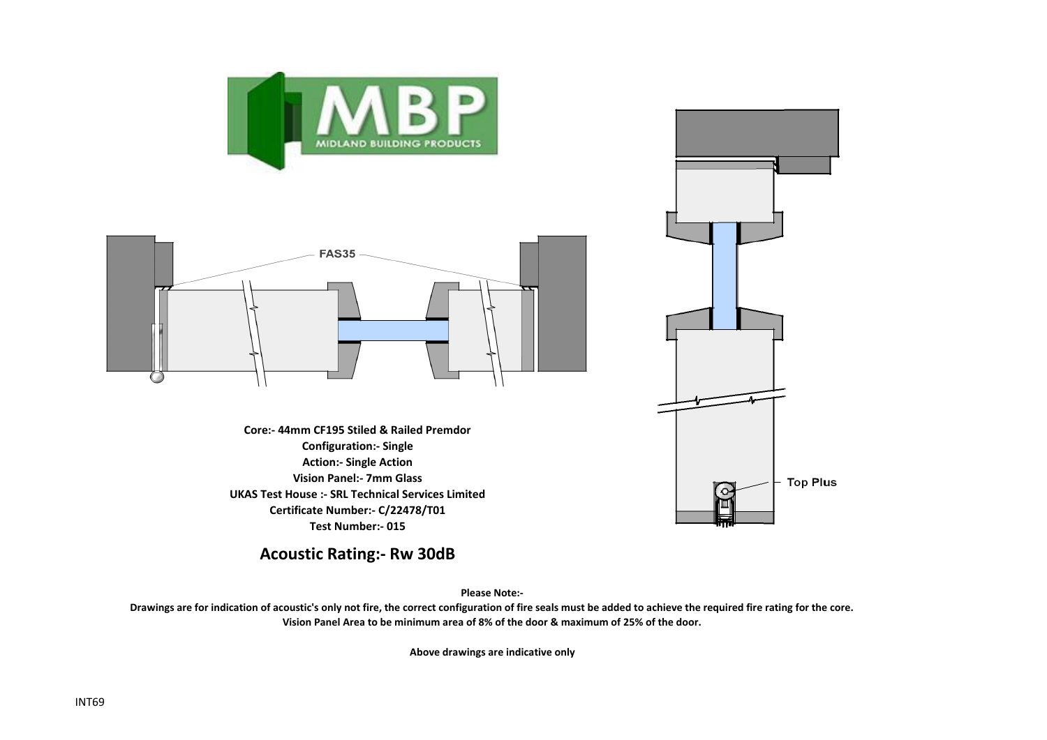FAS35

Top Plus

**Core:- 44mm CF195 Stiled & Railed Premdor**
**Configuration:- Single**
**Action:- Single Action**
**Vision Panel:- 7mm Glass**
**UKAS Test House :- SRL Technical Services Limited**
**Certificate Number:- C/22478/T01**
**Test Number:- 015**

## Acoustic Rating:- Rw 30dB

**Please Note:-**

**Drawings are for indication of acoustic's only not fire, the correct configuration of fire seals must be added to achieve the required fire rating for the core.**
**Vision Panel Area to be minimum area of 8% of the door & maximum of 25% of the door.**

**Above drawings are indicative only**

INT69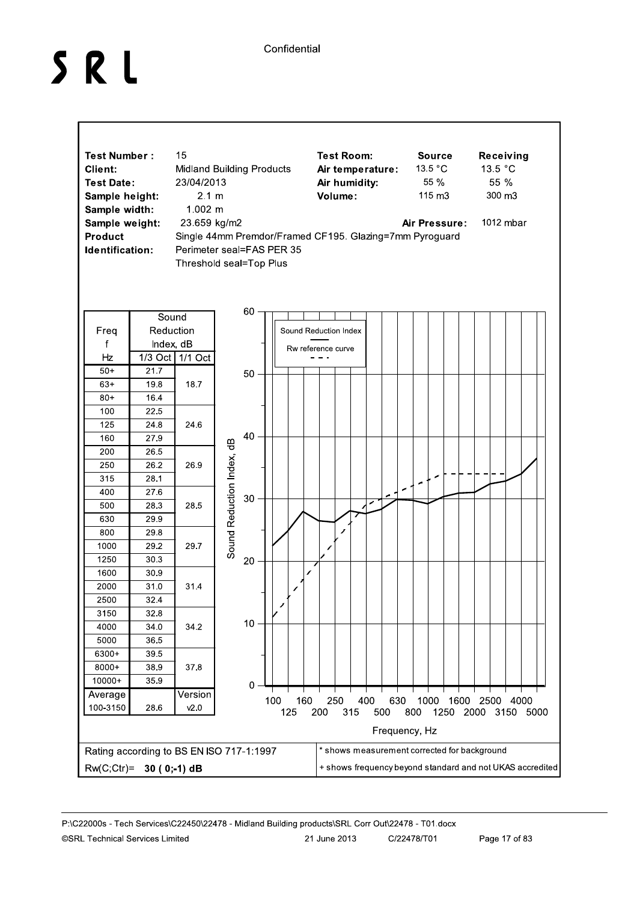Confidential

| | | | | | |
|---|---|---|---|---|---|
| **Test Number :** | 15 | **Test Room:** | **Source** | **Receiving** | |
| **Client:** | Midland Building Products | **Air temperature:** | 13.5 °C | 13.5 °C | |
| **Test Date:** | 23/04/2013 | **Air humidity:** | 55 % | 55 % | |
| **Sample height:** | 2.1 m | **Volume:** | 115 m3 | 300 m3 | |
| **Sample width:** | 1.002 m | | | | |
| **Sample weight:** | 23.659 kg/m2 | | **Air Pressure:** | 1012 mbar | |
| **Product Identification:** | Single 44mm Premdor/Framed CF195. Glazing=7mm Pyroguard Perimeter seal=FAS PER 35 Threshold seal=Top Plus | | | | |

| Freq f Hz | Sound Reduction Index, dB 1/3 Oct | 1/1 Oct |
|---|---|---|
| 50+ | 21.7 | |
| 63+ | 19.8 | 18.7 |
| 80+ | 16.4 | |
| 100 | 22.5 | |
| 125 | 24.8 | 24.6 |
| 160 | 27.9 | |
| 200 | 26.5 | |
| 250 | 26.2 | 26.9 |
| 315 | 28.1 | |
| 400 | 27.6 | |
| 500 | 28.3 | 28.5 |
| 630 | 29.9 | |
| 800 | 29.8 | |
| 1000 | 29.2 | 29.7 |
| 1250 | 30.3 | |
| 1600 | 30.9 | |
| 2000 | 31.0 | 31.4 |
| 2500 | 32.4 | |
| 3150 | 32.8 | |
| 4000 | 34.0 | 34.2 |
| 5000 | 36.5 | |
| 6300+ | 39.5 | |
| 8000+ | 38.9 | 37.8 |
| 10000+ | 35.9 | |
| Average 100-3150 | 28.6 | Version v2.0 |

Sound Reduction Index

Rw reference curve

Sound Reduction Index, dB

0
10
20
30
40
50
60

100 125 160 200 250 315 400 500 630 800 1000 1250 1600 2000 2500 3150 4000 5000

Frequency, Hz

Rating according to BS EN ISO 717-1:1997

Rw(C;Ctr)= **30 ( 0;-1) dB**

* shows measurement corrected for background

+ shows frequency beyond standard and not UKAS accredited

P:\C22000s - Tech Services\C22450\22478 - Midland Building products\SRL Corr Out\22478 - T01.docx

©SRL Technical Services Limited 21 June 2013 C/22478/T01